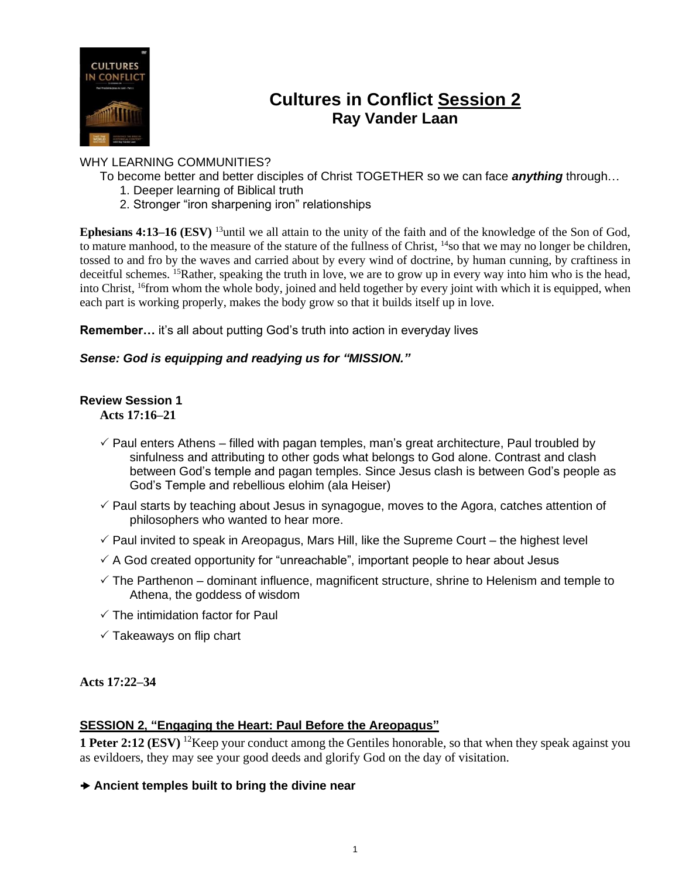# Cultures in Conflict Session 2
## Ray Vander Laan

WHY LEARNING COMMUNITIES?

To become better and better disciples of Christ TOGETHER so we can face ***anything*** through…

1. Deeper learning of Biblical truth
2. Stronger "iron sharpening iron" relationships

**Ephesians 4:13–16 (ESV)** [13]until we all attain to the unity of the faith and of the knowledge of the Son of God, to mature manhood, to the measure of the stature of the fullness of Christ, [14]so that we may no longer be children, tossed to and fro by the waves and carried about by every wind of doctrine, by human cunning, by craftiness in deceitful schemes. [15]Rather, speaking the truth in love, we are to grow up in every way into him who is the head, into Christ, [16]from whom the whole body, joined and held together by every joint with which it is equipped, when each part is working properly, makes the body grow so that it builds itself up in love.

**Remember…** it's all about putting God's truth into action in everyday lives

***Sense: God is equipping and readying us for "MISSION."***

**Review Session 1**

**Acts 17:16–21**

- ✓ Paul enters Athens – filled with pagan temples, man's great architecture, Paul troubled by sinfulness and attributing to other gods what belongs to God alone. Contrast and clash between God's temple and pagan temples. Since Jesus clash is between God's people as God's Temple and rebellious elohim (ala Heiser)
- ✓ Paul starts by teaching about Jesus in synagogue, moves to the Agora, catches attention of philosophers who wanted to hear more.
- ✓ Paul invited to speak in Areopagus, Mars Hill, like the Supreme Court – the highest level
- ✓ A God created opportunity for "unreachable", important people to hear about Jesus
- ✓ The Parthenon – dominant influence, magnificent structure, shrine to Helenism and temple to Athena, the goddess of wisdom
- ✓ The intimidation factor for Paul
- ✓ Takeaways on flip chart

**Acts 17:22–34**

**SESSION 2, "Engaging the Heart: Paul Before the Areopagus"**

**1 Peter 2:12 (ESV)** [12]Keep your conduct among the Gentiles honorable, so that when they speak against you as evildoers, they may see your good deeds and glorify God on the day of visitation.

➔ **Ancient temples built to bring the divine near**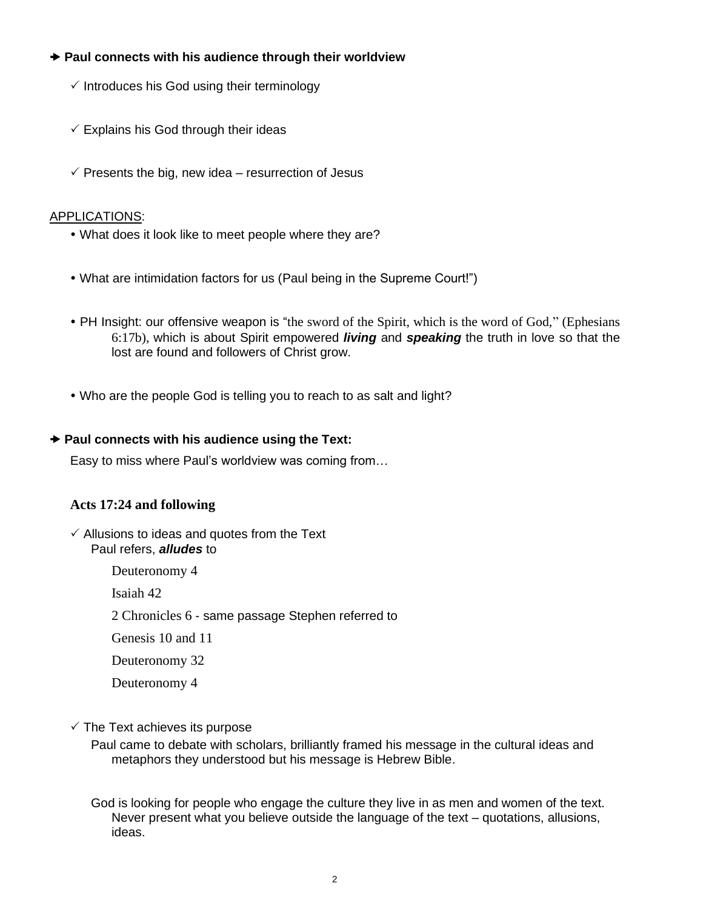**➔ Paul connects with his audience through their worldview**

- ✓ Introduces his God using their terminology
- ✓ Explains his God through their ideas
- ✓ Presents the big, new idea – resurrection of Jesus

<u>APPLICATIONS</u>:

- What does it look like to meet people where they are?
- What are intimidation factors for us (Paul being in the Supreme Court!")
- PH Insight: our offensive weapon is "the sword of the Spirit, which is the word of God," (Ephesians 6:17b), which is about Spirit empowered ***living*** and ***speaking*** the truth in love so that the lost are found and followers of Christ grow.
- Who are the people God is telling you to reach to as salt and light?

**➔ Paul connects with his audience using the Text:**

Easy to miss where Paul's worldview was coming from…

**Acts 17:24 and following**

✓ Allusions to ideas and quotes from the Text

Paul refers, ***alludes*** to

Deuteronomy 4

Isaiah 42

2 Chronicles 6 - same passage Stephen referred to

Genesis 10 and 11

Deuteronomy 32

Deuteronomy 4

✓ The Text achieves its purpose

Paul came to debate with scholars, brilliantly framed his message in the cultural ideas and metaphors they understood but his message is Hebrew Bible.

God is looking for people who engage the culture they live in as men and women of the text. Never present what you believe outside the language of the text – quotations, allusions, ideas.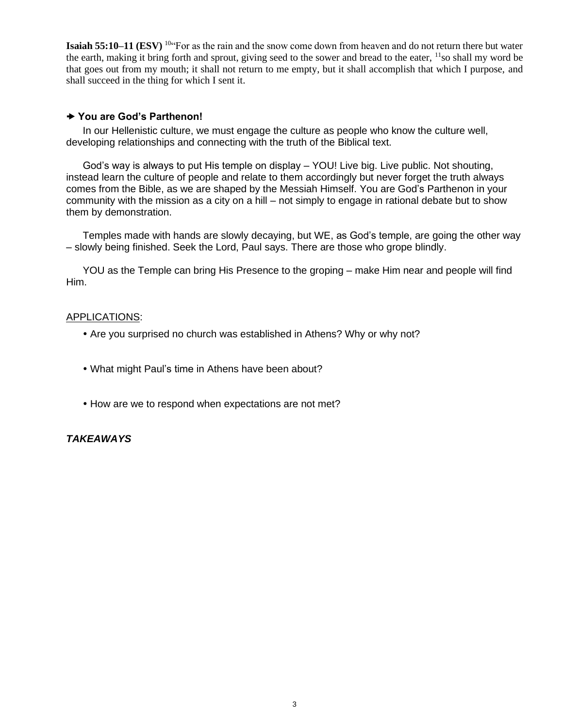**Isaiah 55:10–11 (ESV)** [10]"For as the rain and the snow come down from heaven and do not return there but water the earth, making it bring forth and sprout, giving seed to the sower and bread to the eater, [11]so shall my word be that goes out from my mouth; it shall not return to me empty, but it shall accomplish that which I purpose, and shall succeed in the thing for which I sent it.

### ➔ You are God's Parthenon!

In our Hellenistic culture, we must engage the culture as people who know the culture well, developing relationships and connecting with the truth of the Biblical text.

God's way is always to put His temple on display – YOU! Live big. Live public. Not shouting, instead learn the culture of people and relate to them accordingly but never forget the truth always comes from the Bible, as we are shaped by the Messiah Himself. You are God's Parthenon in your community with the mission as a city on a hill – not simply to engage in rational debate but to show them by demonstration.

Temples made with hands are slowly decaying, but WE, as God's temple, are going the other way – slowly being finished. Seek the Lord, Paul says. There are those who grope blindly.

YOU as the Temple can bring His Presence to the groping – make Him near and people will find Him.

APPLICATIONS:

- Are you surprised no church was established in Athens? Why or why not?
- What might Paul's time in Athens have been about?
- How are we to respond when expectations are not met?

***TAKEAWAYS***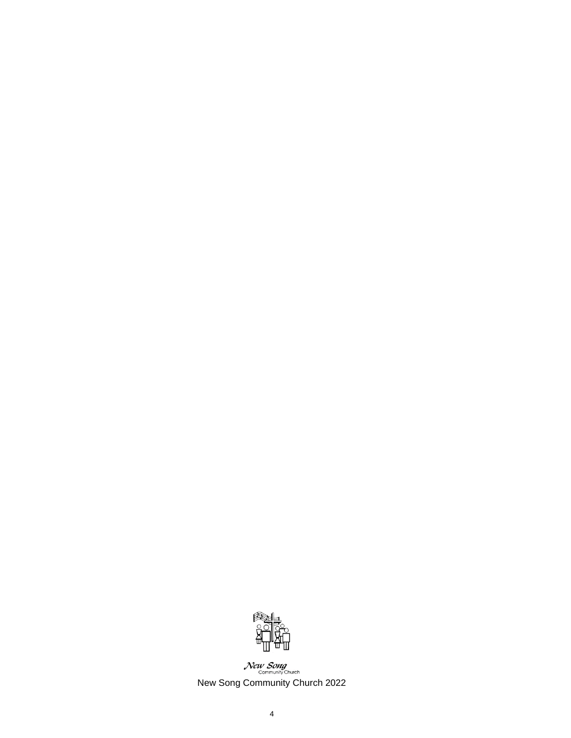New Song Community Church 2022